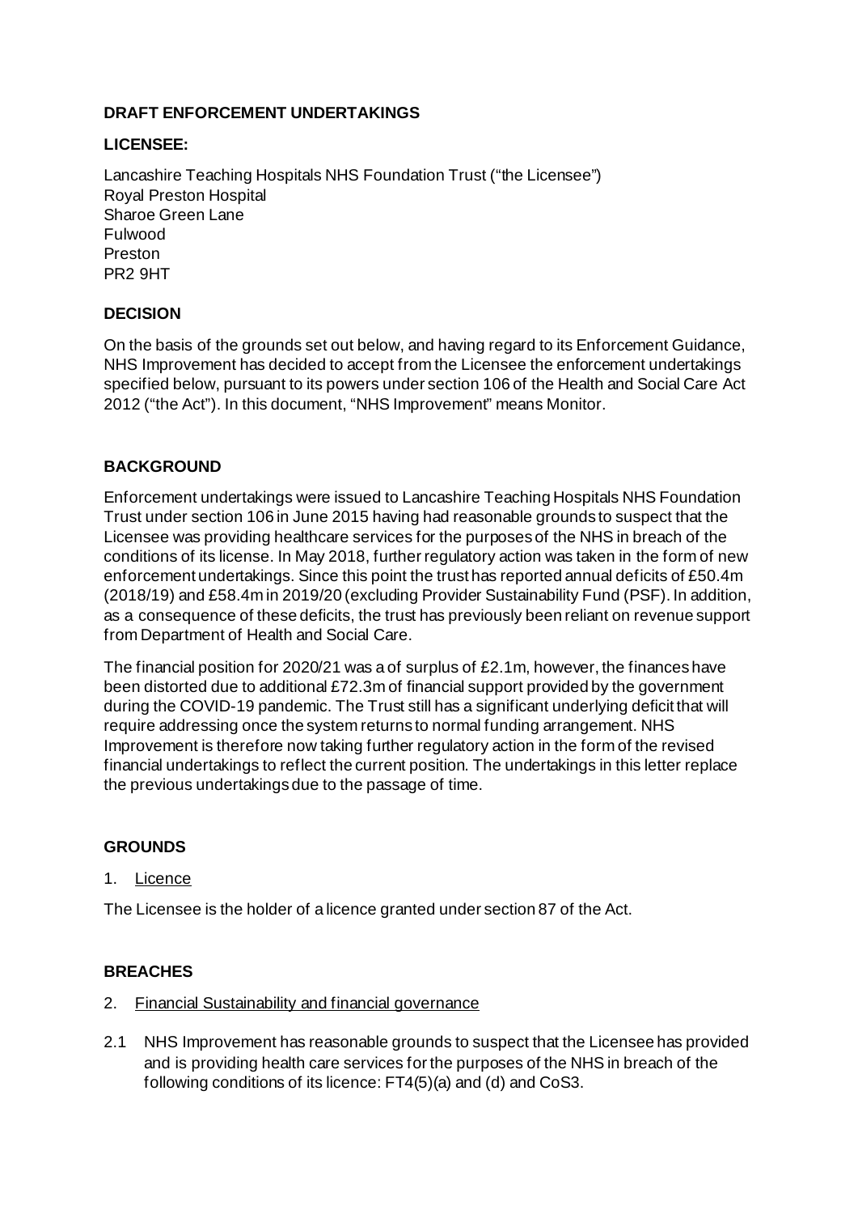**DRAFT ENFORCEMENT UNDERTAKINGS**

**LICENSEE:**

Lancashire Teaching Hospitals NHS Foundation Trust ("the Licensee")
Royal Preston Hospital
Sharoe Green Lane
Fulwood
Preston
PR2 9HT

**DECISION**

On the basis of the grounds set out below, and having regard to its Enforcement Guidance, NHS Improvement has decided to accept from the Licensee the enforcement undertakings specified below, pursuant to its powers under section 106 of the Health and Social Care Act 2012 ("the Act"). In this document, "NHS Improvement" means Monitor.

**BACKGROUND**

Enforcement undertakings were issued to Lancashire Teaching Hospitals NHS Foundation Trust under section 106 in June 2015 having had reasonable grounds to suspect that the Licensee was providing healthcare services for the purposes of the NHS in breach of the conditions of its license. In May 2018, further regulatory action was taken in the form of new enforcement undertakings. Since this point the trust has reported annual deficits of £50.4m (2018/19) and £58.4m in 2019/20 (excluding Provider Sustainability Fund (PSF). In addition, as a consequence of these deficits, the trust has previously been reliant on revenue support from Department of Health and Social Care.

The financial position for 2020/21 was a of surplus of £2.1m, however, the finances have been distorted due to additional £72.3m of financial support provided by the government during the COVID-19 pandemic. The Trust still has a significant underlying deficit that will require addressing once the system returns to normal funding arrangement. NHS Improvement is therefore now taking further regulatory action in the form of the revised financial undertakings to reflect the current position. The undertakings in this letter replace the previous undertakings due to the passage of time.

**GROUNDS**

1. Licence

The Licensee is the holder of a licence granted under section 87 of the Act.

**BREACHES**

2. Financial Sustainability and financial governance

2.1 NHS Improvement has reasonable grounds to suspect that the Licensee has provided and is providing health care services for the purposes of the NHS in breach of the following conditions of its licence: FT4(5)(a) and (d) and CoS3.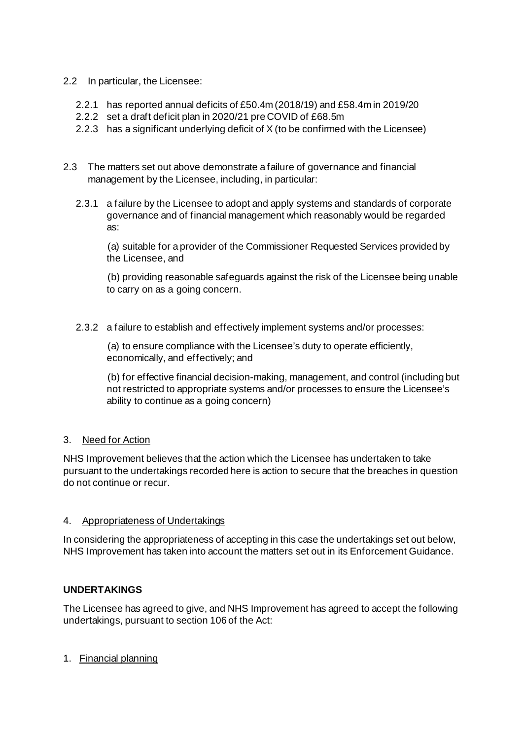2.2 In particular, the Licensee:

2.2.1 has reported annual deficits of £50.4m (2018/19) and £58.4m in 2019/20

2.2.2 set a draft deficit plan in 2020/21 pre COVID of £68.5m

2.2.3 has a significant underlying deficit of X (to be confirmed with the Licensee)

2.3 The matters set out above demonstrate a failure of governance and financial management by the Licensee, including, in particular:

2.3.1 a failure by the Licensee to adopt and apply systems and standards of corporate governance and of financial management which reasonably would be regarded as:

(a) suitable for a provider of the Commissioner Requested Services provided by the Licensee, and

(b) providing reasonable safeguards against the risk of the Licensee being unable to carry on as a going concern.

2.3.2 a failure to establish and effectively implement systems and/or processes:

(a) to ensure compliance with the Licensee's duty to operate efficiently, economically, and effectively; and

(b) for effective financial decision-making, management, and control (including but not restricted to appropriate systems and/or processes to ensure the Licensee's ability to continue as a going concern)

3. <u>Need for Action</u>

NHS Improvement believes that the action which the Licensee has undertaken to take pursuant to the undertakings recorded here is action to secure that the breaches in question do not continue or recur.

4. <u>Appropriateness of Undertakings</u>

In considering the appropriateness of accepting in this case the undertakings set out below, NHS Improvement has taken into account the matters set out in its Enforcement Guidance.

**UNDERTAKINGS**

The Licensee has agreed to give, and NHS Improvement has agreed to accept the following undertakings, pursuant to section 106 of the Act:

1. <u>Financial planning</u>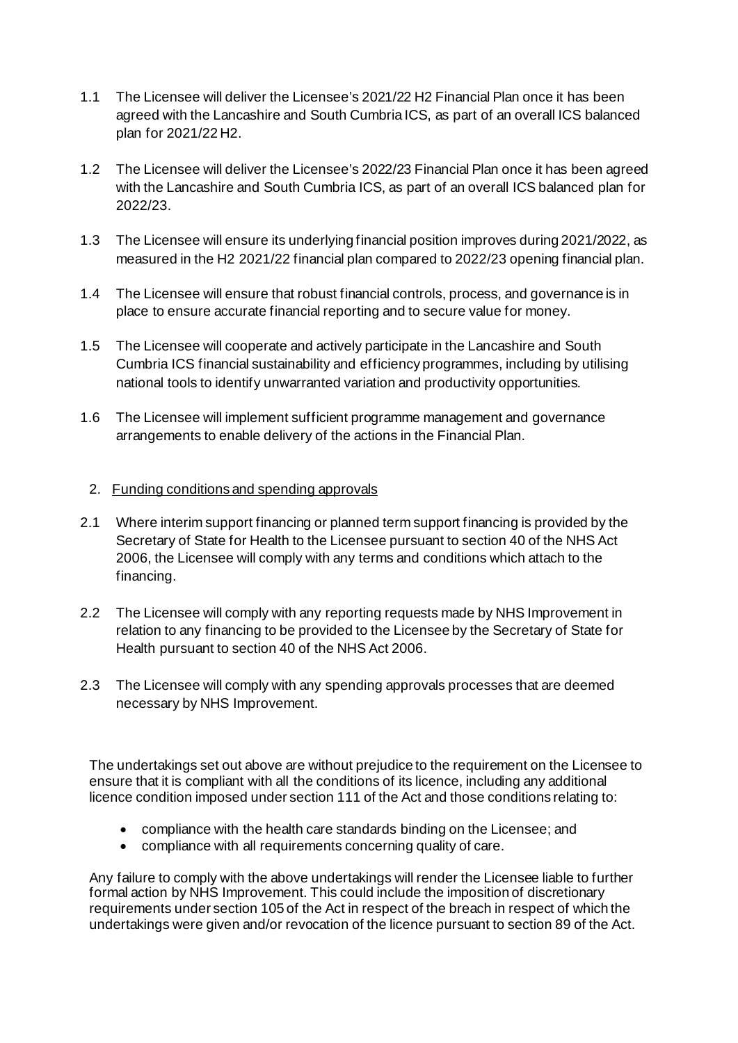1.1 The Licensee will deliver the Licensee's 2021/22 H2 Financial Plan once it has been agreed with the Lancashire and South Cumbria ICS, as part of an overall ICS balanced plan for 2021/22 H2.

1.2 The Licensee will deliver the Licensee's 2022/23 Financial Plan once it has been agreed with the Lancashire and South Cumbria ICS, as part of an overall ICS balanced plan for 2022/23.

1.3 The Licensee will ensure its underlying financial position improves during 2021/2022, as measured in the H2 2021/22 financial plan compared to 2022/23 opening financial plan.

1.4 The Licensee will ensure that robust financial controls, process, and governance is in place to ensure accurate financial reporting and to secure value for money.

1.5 The Licensee will cooperate and actively participate in the Lancashire and South Cumbria ICS financial sustainability and efficiency programmes, including by utilising national tools to identify unwarranted variation and productivity opportunities.

1.6 The Licensee will implement sufficient programme management and governance arrangements to enable delivery of the actions in the Financial Plan.

2. Funding conditions and spending approvals

2.1 Where interim support financing or planned term support financing is provided by the Secretary of State for Health to the Licensee pursuant to section 40 of the NHS Act 2006, the Licensee will comply with any terms and conditions which attach to the financing.

2.2 The Licensee will comply with any reporting requests made by NHS Improvement in relation to any financing to be provided to the Licensee by the Secretary of State for Health pursuant to section 40 of the NHS Act 2006.

2.3 The Licensee will comply with any spending approvals processes that are deemed necessary by NHS Improvement.

The undertakings set out above are without prejudice to the requirement on the Licensee to ensure that it is compliant with all the conditions of its licence, including any additional licence condition imposed under section 111 of the Act and those conditions relating to:

- compliance with the health care standards binding on the Licensee; and
- compliance with all requirements concerning quality of care.

Any failure to comply with the above undertakings will render the Licensee liable to further formal action by NHS Improvement. This could include the imposition of discretionary requirements under section 105 of the Act in respect of the breach in respect of which the undertakings were given and/or revocation of the licence pursuant to section 89 of the Act.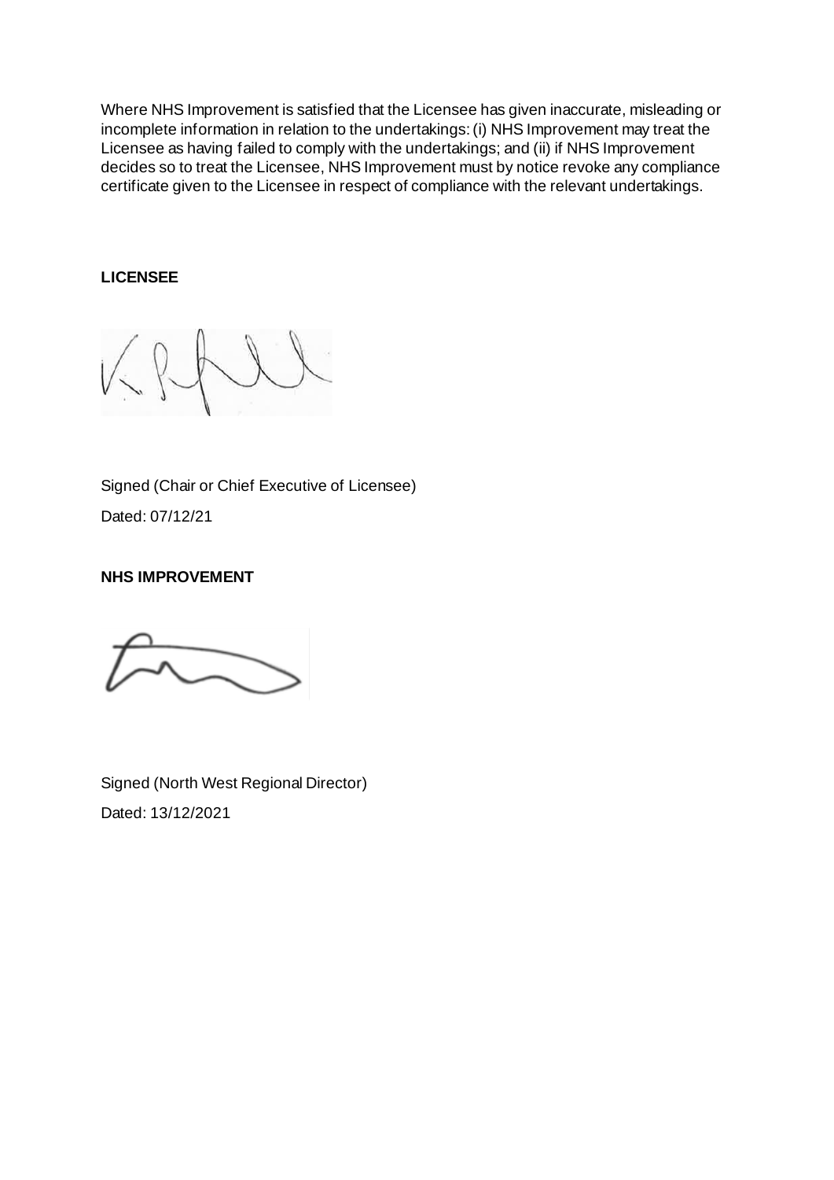Where NHS Improvement is satisfied that the Licensee has given inaccurate, misleading or incomplete information in relation to the undertakings: (i) NHS Improvement may treat the Licensee as having failed to comply with the undertakings; and (ii) if NHS Improvement decides so to treat the Licensee, NHS Improvement must by notice revoke any compliance certificate given to the Licensee in respect of compliance with the relevant undertakings.

**LICENSEE**

Signed (Chair or Chief Executive of Licensee)

Dated: 07/12/21

**NHS IMPROVEMENT**

Signed (North West Regional Director)

Dated: 13/12/2021